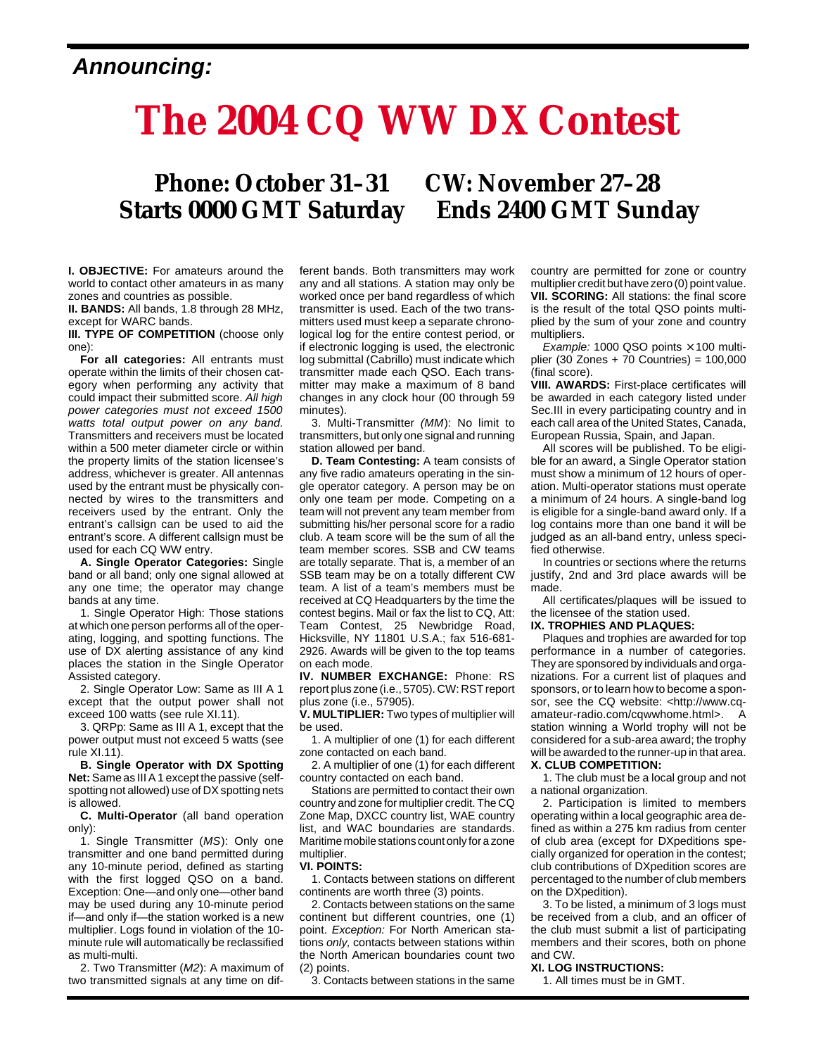*Announcing:*

# The 2004 CQ WW DX Contest

## Phone: October 31–31 CW: November 27–28
## Starts 0000 GMT Saturday Ends 2400 GMT Sunday

**I. OBJECTIVE:** For amateurs around the world to contact other amateurs in as many zones and countries as possible.

**II. BANDS:** All bands, 1.8 through 28 MHz, except for WARC bands.

**III. TYPE OF COMPETITION** (choose only one):

**For all categories:** All entrants must operate within the limits of their chosen category when performing any activity that could impact their submitted score. *All high power categories must not exceed 1500 watts total output power on any band.* Transmitters and receivers must be located within a 500 meter diameter circle or within the property limits of the station licensee's address, whichever is greater. All antennas used by the entrant must be physically connected by wires to the transmitters and receivers used by the entrant. Only the entrant's callsign can be used to aid the entrant's score. A different callsign must be used for each CQ WW entry.

**A. Single Operator Categories:** Single band or all band; only one signal allowed at any one time; the operator may change bands at any time.

1. Single Operator High: Those stations at which one person performs all of the operating, logging, and spotting functions. The use of DX alerting assistance of any kind places the station in the Single Operator Assisted category.

2. Single Operator Low: Same as III A 1 except that the output power shall not exceed 100 watts (see rule XI.11).

3. QRPp: Same as III A 1, except that the power output must not exceed 5 watts (see rule XI.11).

**B. Single Operator with DX Spotting Net:** Same as III A 1 except the passive (self-spotting not allowed) use of DX spotting nets is allowed.

**C. Multi-Operator** (all band operation only):

1. Single Transmitter (*MS*): Only one transmitter and one band permitted during any 10-minute period, defined as starting with the first logged QSO on a band. Exception: One—and only one—other band may be used during any 10-minute period if—and only if—the station worked is a new multiplier. Logs found in violation of the 10-minute rule will automatically be reclassified as multi-multi.

2. Two Transmitter (*M2*): A maximum of two transmitted signals at any time on different bands. Both transmitters may work any and all stations. A station may only be worked once per band regardless of which transmitter is used. Each of the two transmitters used must keep a separate chronological log for the entire contest period, or if electronic logging is used, the electronic log submittal (Cabrillo) must indicate which transmitter made each QSO. Each transmitter may make a maximum of 8 band changes in any clock hour (00 through 59 minutes).

3. Multi-Transmitter *(MM)*: No limit to transmitters, but only one signal and running station allowed per band.

**D. Team Contesting:** A team consists of any five radio amateurs operating in the single operator category. A person may be on only one team per mode. Competing on a team will not prevent any team member from submitting his/her personal score for a radio club. A team score will be the sum of all the team member scores. SSB and CW teams are totally separate. That is, a member of an SSB team may be on a totally different CW team. A list of a team's members must be received at CQ Headquarters by the time the contest begins. Mail or fax the list to CQ, Att: Team Contest, 25 Newbridge Road, Hicksville, NY 11801 U.S.A.; fax 516-681-2926. Awards will be given to the top teams on each mode.

**IV. NUMBER EXCHANGE:** Phone: RS report plus zone (i.e., 5705). CW: RST report plus zone (i.e., 57905).

**V. MULTIPLIER:** Two types of multiplier will be used.

1. A multiplier of one (1) for each different zone contacted on each band.

2. A multiplier of one (1) for each different country contacted on each band.

Stations are permitted to contact their own country and zone for multiplier credit. The CQ Zone Map, DXCC country list, WAE country list, and WAC boundaries are standards. Maritime mobile stations count only for a zone multiplier.

**VI. POINTS:**

1. Contacts between stations on different continents are worth three (3) points.

2. Contacts between stations on the same continent but different countries, one (1) point. *Exception:* For North American stations *only,* contacts between stations within the North American boundaries count two (2) points.

3. Contacts between stations in the same country are permitted for zone or country multiplier credit but have zero (0) point value.

**VII. SCORING:** All stations: the final score is the result of the total QSO points multiplied by the sum of your zone and country multipliers.

*Example:* 1000 QSO points × 100 multiplier (30 Zones + 70 Countries) = 100,000 (final score).

**VIII. AWARDS:** First-place certificates will be awarded in each category listed under Sec.III in every participating country and in each call area of the United States, Canada, European Russia, Spain, and Japan.

All scores will be published. To be eligible for an award, a Single Operator station must show a minimum of 12 hours of operation. Multi-operator stations must operate a minimum of 24 hours. A single-band log is eligible for a single-band award only. If a log contains more than one band it will be judged as an all-band entry, unless specified otherwise.

In countries or sections where the returns justify, 2nd and 3rd place awards will be made.

All certificates/plaques will be issued to the licensee of the station used.

**IX. TROPHIES AND PLAQUES:**

Plaques and trophies are awarded for top performance in a number of categories. They are sponsored by individuals and organizations. For a current list of plaques and sponsors, or to learn how to become a sponsor, see the CQ website: <http://www.cq-amateur-radio.com/cqwwhome.html>. A station winning a World trophy will not be considered for a sub-area award; the trophy will be awarded to the runner-up in that area.

**X. CLUB COMPETITION:**

1. The club must be a local group and not a national organization.

2. Participation is limited to members operating within a local geographic area defined as within a 275 km radius from center of club area (except for DXpeditions specially organized for operation in the contest; club contributions of DXpedition scores are percentaged to the number of club members on the DXpedition).

3. To be listed, a minimum of 3 logs must be received from a club, and an officer of the club must submit a list of participating members and their scores, both on phone and CW.

**XI. LOG INSTRUCTIONS:**

1. All times must be in GMT.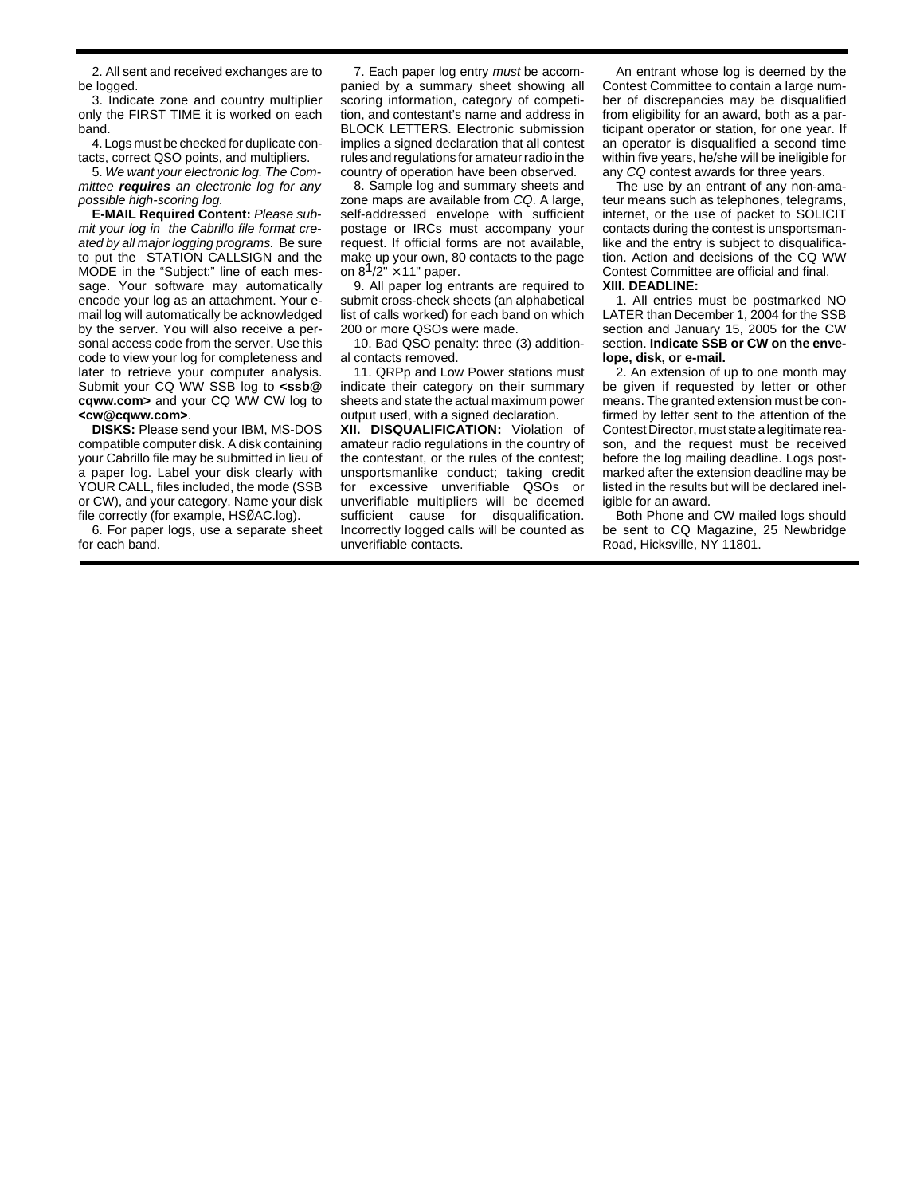2. All sent and received exchanges are to be logged.

3. Indicate zone and country multiplier only the FIRST TIME it is worked on each band.

4. Logs must be checked for duplicate contacts, correct QSO points, and multipliers.

5. *We want your electronic log. The Committee **requires** an electronic log for any possible high-scoring log.*

**E-MAIL Required Content:** *Please submit your log in the Cabrillo file format created by all major logging programs.* Be sure to put the STATION CALLSIGN and the MODE in the "Subject:" line of each message. Your software may automatically encode your log as an attachment. Your e-mail log will automatically be acknowledged by the server. You will also receive a personal access code from the server. Use this code to view your log for completeness and later to retrieve your computer analysis. Submit your CQ WW SSB log to **<ssb@cqww.com>** and your CQ WW CW log to **<cw@cqww.com>**.

**DISKS:** Please send your IBM, MS-DOS compatible computer disk. A disk containing your Cabrillo file may be submitted in lieu of a paper log. Label your disk clearly with YOUR CALL, files included, the mode (SSB or CW), and your category. Name your disk file correctly (for example, HSØAC.log).

6. For paper logs, use a separate sheet for each band.

7. Each paper log entry *must* be accompanied by a summary sheet showing all scoring information, category of competition, and contestant's name and address in BLOCK LETTERS. Electronic submission implies a signed declaration that all contest rules and regulations for amateur radio in the country of operation have been observed.

8. Sample log and summary sheets and zone maps are available from *CQ*. A large, self-addressed envelope with sufficient postage or IRCs must accompany your request. If official forms are not available, make up your own, 80 contacts to the page on $8^1/2" \times 11"$ paper.

9. All paper log entrants are required to submit cross-check sheets (an alphabetical list of calls worked) for each band on which 200 or more QSOs were made.

10. Bad QSO penalty: three (3) additional contacts removed.

11. QRPp and Low Power stations must indicate their category on their summary sheets and state the actual maximum power output used, with a signed declaration.

**XII. DISQUALIFICATION:** Violation of amateur radio regulations in the country of the contestant, or the rules of the contest; unsportsmanlike conduct; taking credit for excessive unverifiable QSOs or unverifiable multipliers will be deemed sufficient cause for disqualification. Incorrectly logged calls will be counted as unverifiable contacts.

An entrant whose log is deemed by the Contest Committee to contain a large number of discrepancies may be disqualified from eligibility for an award, both as a participant operator or station, for one year. If an operator is disqualified a second time within five years, he/she will be ineligible for any *CQ* contest awards for three years.

The use by an entrant of any non-amateur means such as telephones, telegrams, internet, or the use of packet to SOLICIT contacts during the contest is unsportsmanlike and the entry is subject to disqualification. Action and decisions of the CQ WW Contest Committee are official and final.

**XIII. DEADLINE:**

1. All entries must be postmarked NO LATER than December 1, 2004 for the SSB section and January 15, 2005 for the CW section. **Indicate SSB or CW on the envelope, disk, or e-mail.**

2. An extension of up to one month may be given if requested by letter or other means. The granted extension must be confirmed by letter sent to the attention of the Contest Director, must state a legitimate reason, and the request must be received before the log mailing deadline. Logs postmarked after the extension deadline may be listed in the results but will be declared ineligible for an award.

Both Phone and CW mailed logs should be sent to CQ Magazine, 25 Newbridge Road, Hicksville, NY 11801.